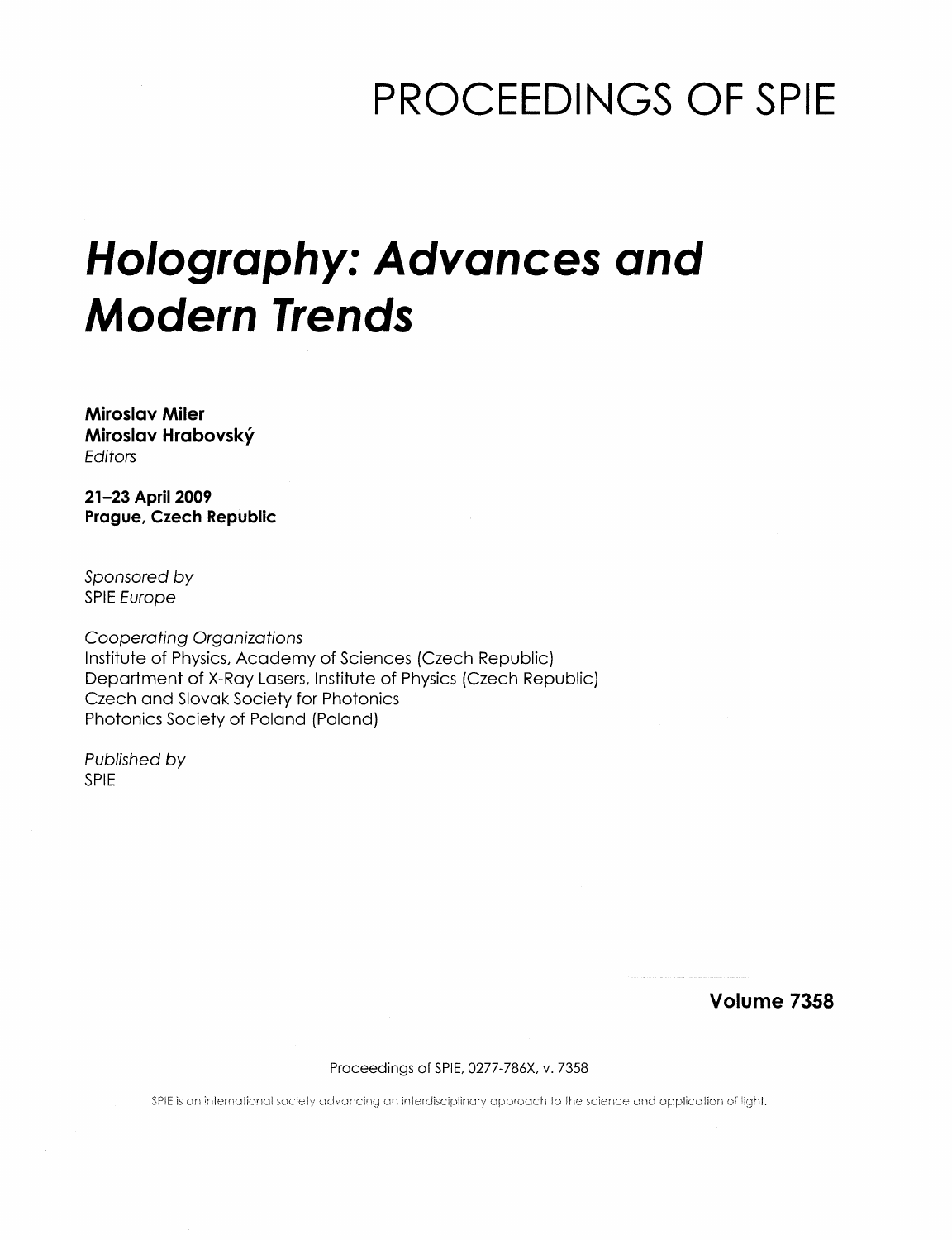# PROCEEDINGS OF SPIE

# *Holography: Advances and Modern Trends*

**Miroslav Miler**
**Miroslav Hrabovský**
*Editors*

**21–23 April 2009**
**Prague, Czech Republic**

*Sponsored by*
SPIE *Europe*

*Cooperating Organizations*
Institute of Physics, Academy of Sciences (Czech Republic)
Department of X-Ray Lasers, Institute of Physics (Czech Republic)
Czech and Slovak Society for Photonics
Photonics Society of Poland (Poland)

*Published by*
SPIE

**Volume 7358**

Proceedings of SPIE, 0277-786X, v. 7358

SPIE is an international society advancing an interdisciplinary approach to the science and application of light.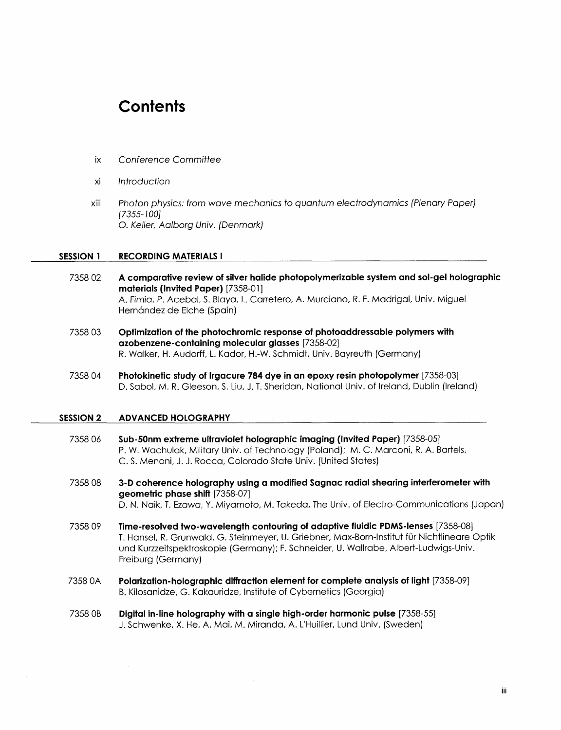# Contents

ix *Conference Committee*

xi *Introduction*

xiii *Photon physics: from wave mechanics to quantum electrodynamics (Plenary Paper) [7355-100]*
*O. Keller, Aalborg Univ. (Denmark)*

## SESSION 1 RECORDING MATERIALS I

7358 02 **A comparative review of silver halide photopolymerizable system and sol-gel holographic materials (Invited Paper)** [7358-01]
A. Fimia, P. Acebal, S. Blaya, L. Carretero, A. Murciano, R. F. Madrigal, Univ. Miguel Hernández de Elche (Spain)

7358 03 **Optimization of the photochromic response of photoaddressable polymers with azobenzene-containing molecular glasses** [7358-02]
R. Walker, H. Audorff, L. Kador, H.-W. Schmidt, Univ. Bayreuth (Germany)

7358 04 **Photokinetic study of Irgacure 784 dye in an epoxy resin photopolymer** [7358-03]
D. Sabol, M. R. Gleeson, S. Liu, J. T. Sheridan, National Univ. of Ireland, Dublin (Ireland)

## SESSION 2 ADVANCED HOLOGRAPHY

7358 06 **Sub-50nm extreme ultraviolet holographic imaging (Invited Paper)** [7358-05]
P. W. Wachulak, Military Univ. of Technology (Poland); M. C. Marconi, R. A. Bartels, C. S. Menoni, J. J. Rocca, Colorado State Univ. (United States)

7358 08 **3-D coherence holography using a modified Sagnac radial shearing interferometer with geometric phase shift** [7358-07]
D. N. Naik, T. Ezawa, Y. Miyamoto, M. Takeda, The Univ. of Electro-Communications (Japan)

7358 09 **Time-resolved two-wavelength contouring of adaptive fluidic PDMS-lenses** [7358-08]
T. Hansel, R. Grunwald, G. Steinmeyer, U. Griebner, Max-Born-Institut für Nichtlineare Optik und Kurzzeitspektroskopie (Germany); F. Schneider, U. Wallrabe, Albert-Ludwigs-Univ. Freiburg (Germany)

7358 0A **Polarization-holographic diffraction element for complete analysis of light** [7358-09]
B. Kilosanidze, G. Kakauridze, Institute of Cybernetics (Georgia)

7358 0B **Digital in-line holography with a single high-order harmonic pulse** [7358-55]
J. Schwenke, X. He, A. Mai, M. Miranda, A. L'Huillier, Lund Univ. (Sweden)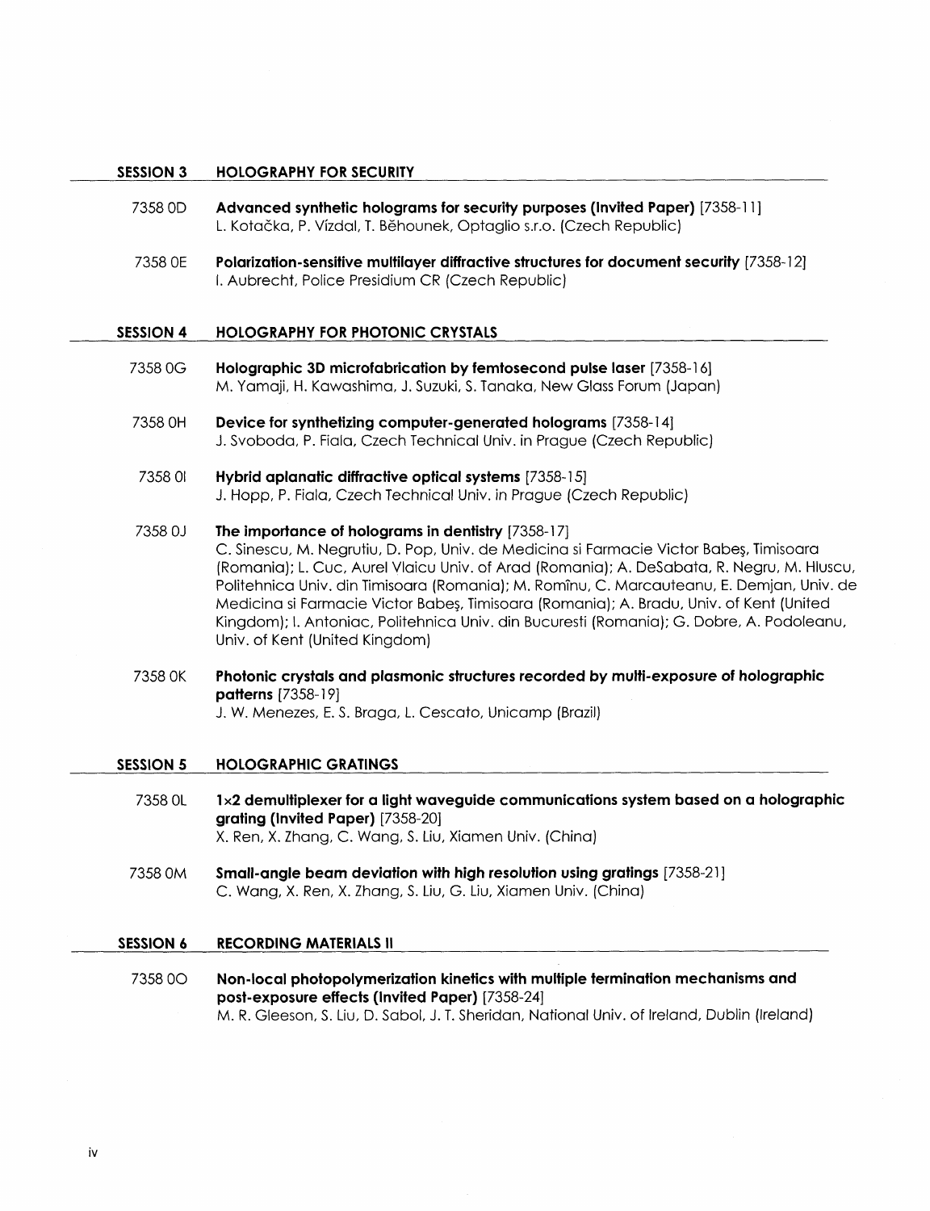## SESSION 3 HOLOGRAPHY FOR SECURITY

7358 0D **Advanced synthetic holograms for security purposes (Invited Paper)** [7358-11]
L. Kotačka, P. Vízdal, T. Běhounek, Optaglio s.r.o. (Czech Republic)

7358 0E **Polarization-sensitive multilayer diffractive structures for document security** [7358-12]
I. Aubrecht, Police Presidium CR (Czech Republic)

## SESSION 4 HOLOGRAPHY FOR PHOTONIC CRYSTALS

7358 0G **Holographic 3D microfabrication by femtosecond pulse laser** [7358-16]
M. Yamaji, H. Kawashima, J. Suzuki, S. Tanaka, New Glass Forum (Japan)

7358 0H **Device for synthetizing computer-generated holograms** [7358-14]
J. Svoboda, P. Fiala, Czech Technical Univ. in Prague (Czech Republic)

7358 0I **Hybrid aplanatic diffractive optical systems** [7358-15]
J. Hopp, P. Fiala, Czech Technical Univ. in Prague (Czech Republic)

7358 0J **The importance of holograms in dentistry** [7358-17]
C. Sinescu, M. Negrutiu, D. Pop, Univ. de Medicina si Farmacie Victor Babeş, Timisoara (Romania); L. Cuc, Aurel Vlaicu Univ. of Arad (Romania); A. DeSabata, R. Negru, M. Hluscu, Politehnica Univ. din Timisoara (Romania); M. Romînu, C. Marcauteanu, E. Demjan, Univ. de Medicina si Farmacie Victor Babeş, Timisoara (Romania); A. Bradu, Univ. of Kent (United Kingdom); I. Antoniac, Politehnica Univ. din Bucuresti (Romania); G. Dobre, A. Podoleanu, Univ. of Kent (United Kingdom)

7358 0K **Photonic crystals and plasmonic structures recorded by multi-exposure of holographic patterns** [7358-19]
J. W. Menezes, E. S. Braga, L. Cescato, Unicamp (Brazil)

## SESSION 5 HOLOGRAPHIC GRATINGS

7358 0L **1×2 demultiplexer for a light waveguide communications system based on a holographic grating (Invited Paper)** [7358-20]
X. Ren, X. Zhang, C. Wang, S. Liu, Xiamen Univ. (China)

7358 0M **Small-angle beam deviation with high resolution using gratings** [7358-21]
C. Wang, X. Ren, X. Zhang, S. Liu, G. Liu, Xiamen Univ. (China)

## SESSION 6 RECORDING MATERIALS II

7358 0O **Non-local photopolymerization kinetics with multiple termination mechanisms and post-exposure effects (Invited Paper)** [7358-24]
M. R. Gleeson, S. Liu, D. Sabol, J. T. Sheridan, National Univ. of Ireland, Dublin (Ireland)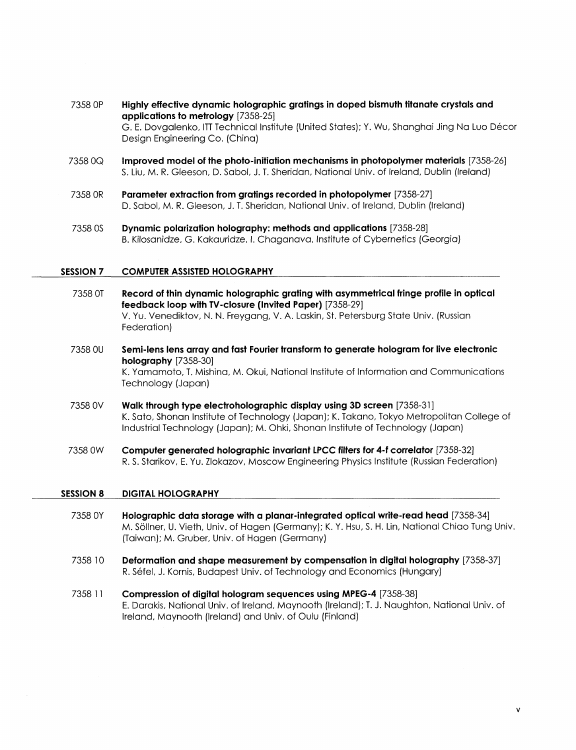7358 0P **Highly effective dynamic holographic gratings in doped bismuth titanate crystals and applications to metrology** [7358-25]
G. E. Dovgalenko, ITT Technical Institute (United States); Y. Wu, Shanghai Jing Na Luo Décor Design Engineering Co. (China)

7358 0Q **Improved model of the photo-initiation mechanisms in photopolymer materials** [7358-26]
S. Liu, M. R. Gleeson, D. Sabol, J. T. Sheridan, National Univ. of Ireland, Dublin (Ireland)

7358 0R **Parameter extraction from gratings recorded in photopolymer** [7358-27]
D. Sabol, M. R. Gleeson, J. T. Sheridan, National Univ. of Ireland, Dublin (Ireland)

7358 0S **Dynamic polarization holography: methods and applications** [7358-28]
B. Kilosanidze, G. Kakauridze, I. Chaganava, Institute of Cybernetics (Georgia)

## SESSION 7 COMPUTER ASSISTED HOLOGRAPHY

7358 0T **Record of thin dynamic holographic grating with asymmetrical fringe profile in optical feedback loop with TV-closure (Invited Paper)** [7358-29]
V. Yu. Venediktov, N. N. Freygang, V. A. Laskin, St. Petersburg State Univ. (Russian Federation)

7358 0U **Semi-lens lens array and fast Fourier transform to generate hologram for live electronic holography** [7358-30]
K. Yamamoto, T. Mishina, M. Okui, National Institute of Information and Communications Technology (Japan)

7358 0V **Walk through type electroholographic display using 3D screen** [7358-31]
K. Sato, Shonan Institute of Technology (Japan); K. Takano, Tokyo Metropolitan College of Industrial Technology (Japan); M. Ohki, Shonan Institute of Technology (Japan)

7358 0W **Computer generated holographic invariant LPCC filters for 4-f correlator** [7358-32]
R. S. Starikov, E. Yu. Zlokazov, Moscow Engineering Physics Institute (Russian Federation)

## SESSION 8 DIGITAL HOLOGRAPHY

7358 0Y **Holographic data storage with a planar-integrated optical write-read head** [7358-34]
M. Söllner, U. Vieth, Univ. of Hagen (Germany); K. Y. Hsu, S. H. Lin, National Chiao Tung Univ. (Taiwan); M. Gruber, Univ. of Hagen (Germany)

7358 10 **Deformation and shape measurement by compensation in digital holography** [7358-37]
R. Séfel, J. Kornis, Budapest Univ. of Technology and Economics (Hungary)

7358 11 **Compression of digital hologram sequences using MPEG-4** [7358-38]
E. Darakis, National Univ. of Ireland, Maynooth (Ireland); T. J. Naughton, National Univ. of Ireland, Maynooth (Ireland) and Univ. of Oulu (Finland)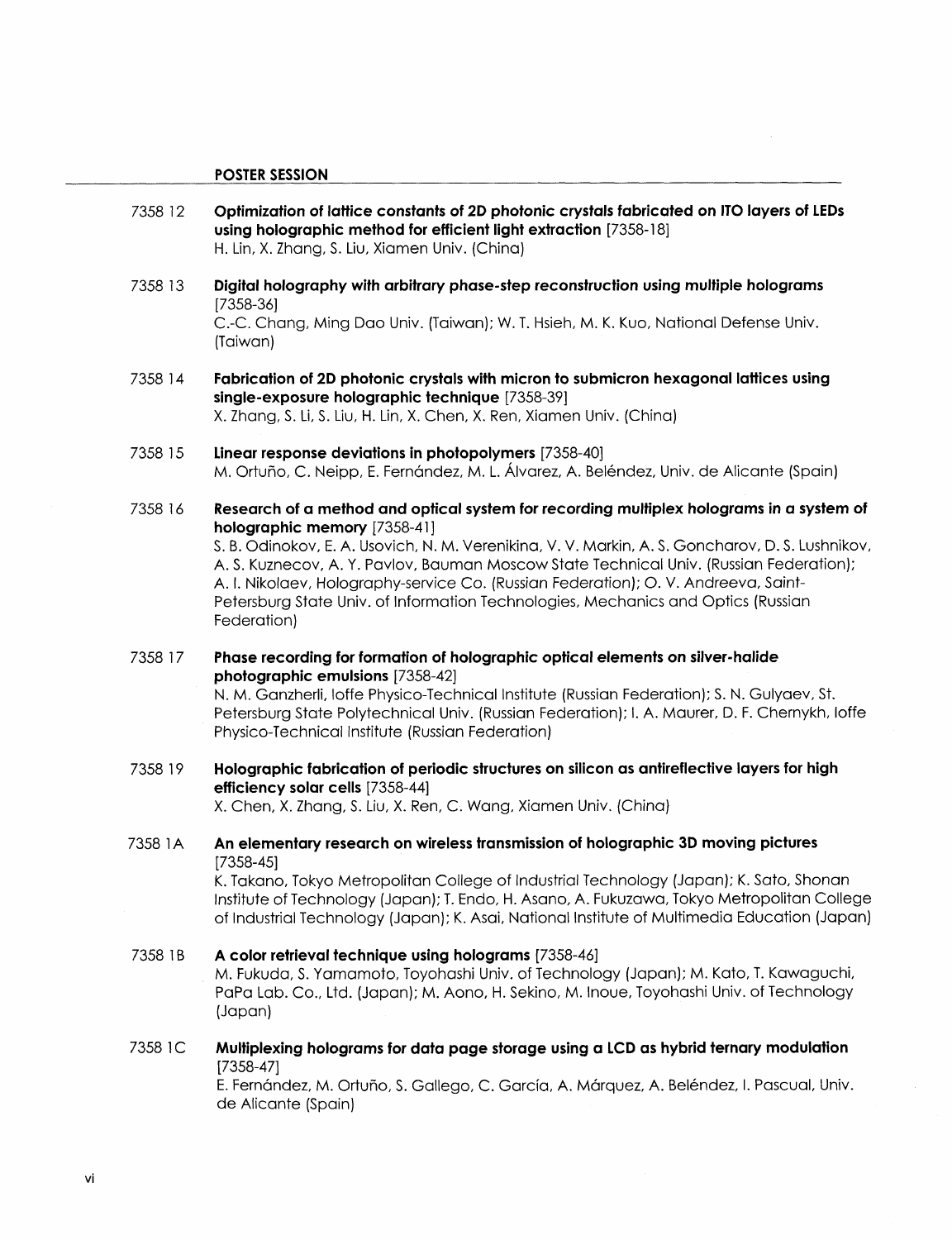## POSTER SESSION

7358 12 **Optimization of lattice constants of 2D photonic crystals fabricated on ITO layers of LEDs using holographic method for efficient light extraction** [7358-18]
H. Lin, X. Zhang, S. Liu, Xiamen Univ. (China)

7358 13 **Digital holography with arbitrary phase-step reconstruction using multiple holograms** [7358-36]
C.-C. Chang, Ming Dao Univ. (Taiwan); W. T. Hsieh, M. K. Kuo, National Defense Univ. (Taiwan)

7358 14 **Fabrication of 2D photonic crystals with micron to submicron hexagonal lattices using single-exposure holographic technique** [7358-39]
X. Zhang, S. Li, S. Liu, H. Lin, X. Chen, X. Ren, Xiamen Univ. (China)

7358 15 **Linear response deviations in photopolymers** [7358-40]
M. Ortuño, C. Neipp, E. Fernández, M. L. Álvarez, A. Beléndez, Univ. de Alicante (Spain)

7358 16 **Research of a method and optical system for recording multiplex holograms in a system of holographic memory** [7358-41]
S. B. Odinokov, E. A. Usovich, N. M. Verenikina, V. V. Markin, A. S. Goncharov, D. S. Lushnikov, A. S. Kuznecov, A. Y. Pavlov, Bauman Moscow State Technical Univ. (Russian Federation); A. I. Nikolaev, Holography-service Co. (Russian Federation); O. V. Andreeva, Saint-Petersburg State Univ. of Information Technologies, Mechanics and Optics (Russian Federation)

7358 17 **Phase recording for formation of holographic optical elements on silver-halide photographic emulsions** [7358-42]
N. M. Ganzherli, Ioffe Physico-Technical Institute (Russian Federation); S. N. Gulyaev, St. Petersburg State Polytechnical Univ. (Russian Federation); I. A. Maurer, D. F. Chernykh, Ioffe Physico-Technical Institute (Russian Federation)

7358 19 **Holographic fabrication of periodic structures on silicon as antireflective layers for high efficiency solar cells** [7358-44]
X. Chen, X. Zhang, S. Liu, X. Ren, C. Wang, Xiamen Univ. (China)

7358 1A **An elementary research on wireless transmission of holographic 3D moving pictures** [7358-45]
K. Takano, Tokyo Metropolitan College of Industrial Technology (Japan); K. Sato, Shonan Institute of Technology (Japan); T. Endo, H. Asano, A. Fukuzawa, Tokyo Metropolitan College of Industrial Technology (Japan); K. Asai, National Institute of Multimedia Education (Japan)

7358 1B **A color retrieval technique using holograms** [7358-46]
M. Fukuda, S. Yamamoto, Toyohashi Univ. of Technology (Japan); M. Kato, T. Kawaguchi, PaPa Lab. Co., Ltd. (Japan); M. Aono, H. Sekino, M. Inoue, Toyohashi Univ. of Technology (Japan)

7358 1C **Multiplexing holograms for data page storage using a LCD as hybrid ternary modulation** [7358-47]
E. Fernández, M. Ortuño, S. Gallego, C. García, A. Márquez, A. Beléndez, I. Pascual, Univ. de Alicante (Spain)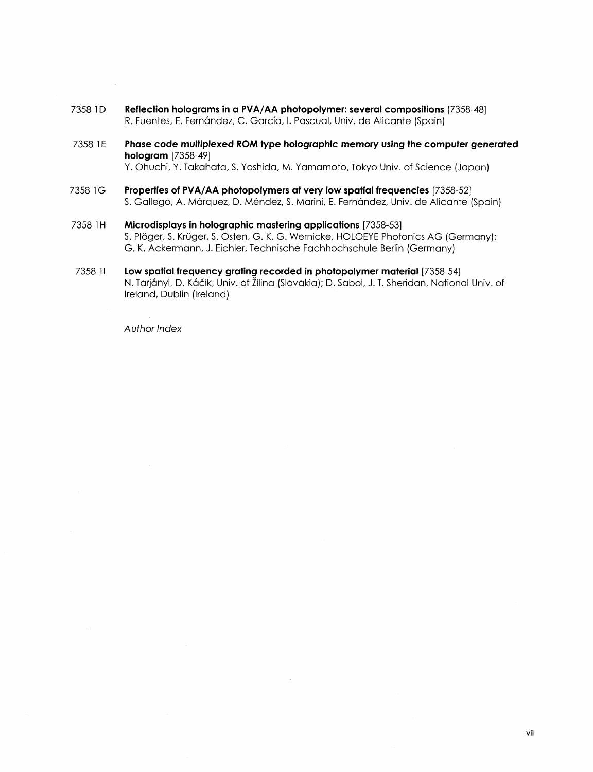7358 1D **Reflection holograms in a PVA/AA photopolymer: several compositions** [7358-48]
R. Fuentes, E. Fernández, C. García, I. Pascual, Univ. de Alicante (Spain)

7358 1E **Phase code multiplexed ROM type holographic memory using the computer generated hologram** [7358-49]
Y. Ohuchi, Y. Takahata, S. Yoshida, M. Yamamoto, Tokyo Univ. of Science (Japan)

7358 1G **Properties of PVA/AA photopolymers at very low spatial frequencies** [7358-52]
S. Gallego, A. Márquez, D. Méndez, S. Marini, E. Fernández, Univ. de Alicante (Spain)

7358 1H **Microdisplays in holographic mastering applications** [7358-53]
S. Plöger, S. Krüger, S. Osten, G. K. G. Wernicke, HOLOEYE Photonics AG (Germany);
G. K. Ackermann, J. Eichler, Technische Fachhochschule Berlin (Germany)

7358 1I **Low spatial frequency grating recorded in photopolymer material** [7358-54]
N. Tarjányi, D. Káčik, Univ. of Žilina (Slovakia); D. Sabol, J. T. Sheridan, National Univ. of Ireland, Dublin (Ireland)

*Author Index*